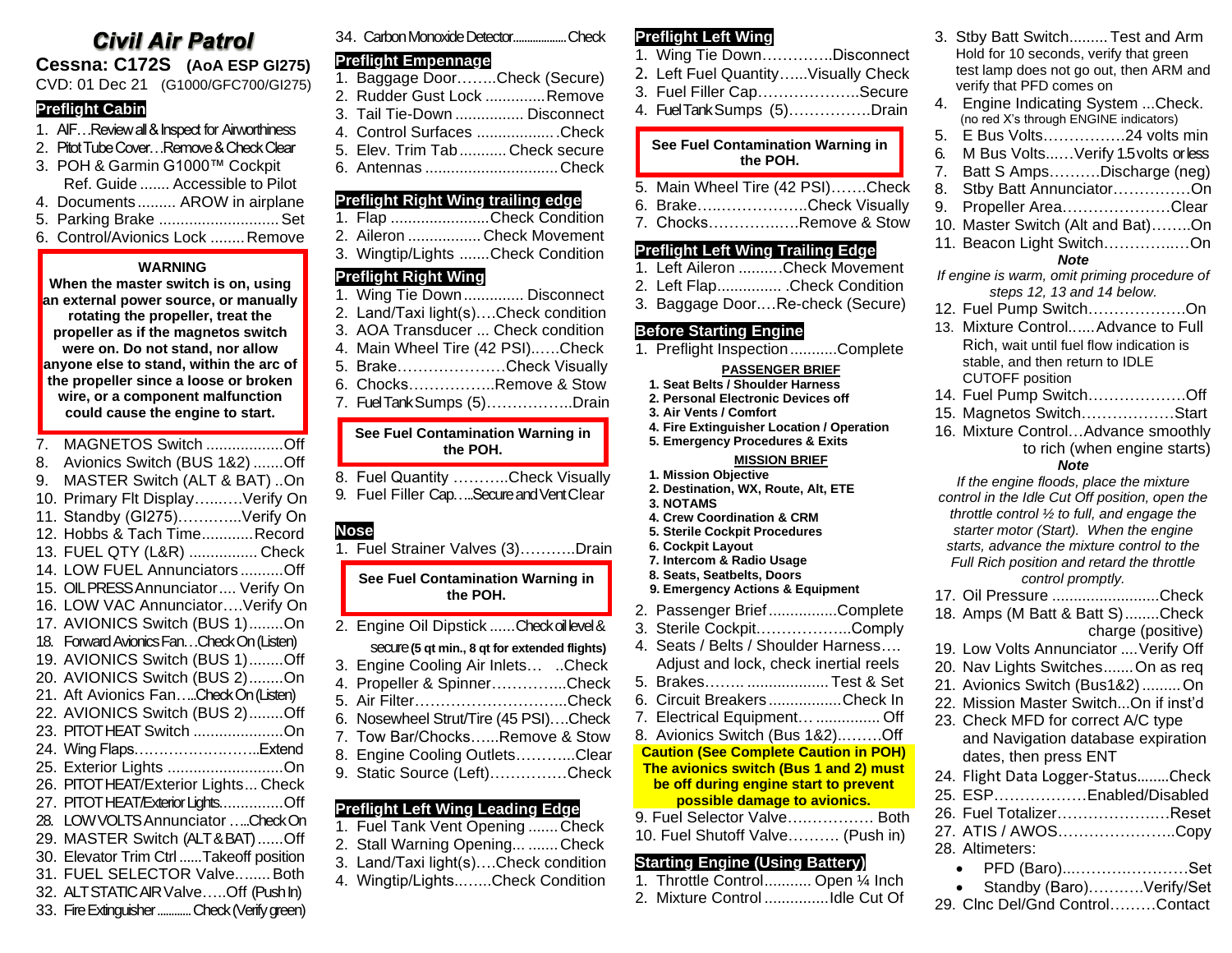# Civil Air Patrol

**Cessna: C172S (AoA ESP GI275)**

CVD: 01 Dec 21 (G1000/GFC700/GI275)

## Preflight Cabin

1. AIF…Review all & Inspect for Airworthiness
2. Pitot Tube Cover…Remove & Check Clear
3. POH & Garmin G1000™ Cockpit Ref. Guide ....... Accessible to Pilot
4. Documents ......... AROW in airplane
5. Parking Brake ........................... Set
6. Control/Avionics Lock ........ Remove

> **WARNING**
> **When the master switch is on, using an external power source, or manually rotating the propeller, treat the propeller as if the magnetos switch were on. Do not stand, nor allow anyone else to stand, within the arc of the propeller since a loose or broken wire, or a component malfunction could cause the engine to start.**

7. MAGNETOS Switch ................. Off
8. Avionics Switch (BUS 1&2) ....... Off
9. MASTER Switch (ALT & BAT) ..On
10. Primary Flt Display….......Verify On
11. Standby (GI275)…………..Verify On
12. Hobbs & Tach Time............Record
13. FUEL QTY (L&R) ............... Check
14. LOW FUEL Annunciators ..........Off
15. OIL PRESS Annunciator.... Verify On
16. LOW VAC Annunciator….Verify On
17. AVIONICS Switch (BUS 1)........On
18. Forward Avionics Fan…Check On (Listen)
19. AVIONICS Switch (BUS 1)........Off
20. AVIONICS Switch (BUS 2)........On
21. Aft Avionics Fan…..Check On (Listen)
22. AVIONICS Switch (BUS 2)........Off
23. PITOT HEAT Switch ....................On
24. Wing Flaps……………………..Extend
25. Exterior Lights ...........................On
26. PITOT HEAT/Exterior Lights... Check
27. PITOT HEAT/Exterior Lights..............Off
28. LOW VOLTS Annunciator …..Check On
29. MASTER Switch (ALT & BAT) ......Off
30. Elevator Trim Ctrl ......Takeoff position
31. FUEL SELECTOR Valve........ Both
32. ALT STATIC AIR Valve…..Off (Push In)
33. Fire Extinguisher ........... Check (Verify green)
34. Carbon Monoxide Detector.................Check

## Preflight Empennage

1. Baggage Door……..Check (Secure)
2. Rudder Gust Lock .............. Remove
3. Tail Tie-Down ................ Disconnect
4. Control Surfaces .................. .Check
5. Elev. Trim Tab ........... Check secure
6. Antennas ............................... Check

## Preflight Right Wing trailing edge

1. Flap .......................Check Condition
2. Aileron ................. Check Movement
3. Wingtip/Lights .......Check Condition

## Preflight Right Wing

1. Wing Tie Down .............. Disconnect
2. Land/Taxi light(s)….Check condition
3. AOA Transducer ... Check condition
4. Main Wheel Tire (42 PSI)……Check
5. Brake…………………Check Visually
6. Chocks……………..Remove & Stow
7. Fuel Tank Sumps (5)……………..Drain

> **See Fuel Contamination Warning in the POH.**

8. Fuel Quantity ………..Check Visually
9. Fuel Filler Cap…..Secure and Vent Clear

## Nose

1. Fuel Strainer Valves (3)………..Drain

> **See Fuel Contamination Warning in the POH.**

2. Engine Oil Dipstick ......Check oil level & secure **(5 qt min., 8 qt for extended flights)**
3. Engine Cooling Air Inlets… ..Check
4. Propeller & Spinner…………..Check
5. Air Filter………………………..Check
6. Nosewheel Strut/Tire (45 PSI)….Check
7. Tow Bar/Chocks…...Remove & Stow
8. Engine Cooling Outlets………..Clear
9. Static Source (Left)……………Check

## Preflight Left Wing Leading Edge

1. Fuel Tank Vent Opening ....... Check
2. Stall Warning Opening... ....... Check
3. Land/Taxi light(s)….Check condition
4. Wingtip/Lights.…….Check Condition

## Preflight Left Wing

1. Wing Tie Down…………..Disconnect
2. Left Fuel Quantity…...Visually Check
3. Fuel Filler Cap………………..Secure
4. Fuel Tank Sumps (5)…………….Drain

> **See Fuel Contamination Warning in the POH.**

5. Main Wheel Tire (42 PSI)…….Check
6. Brake…..………………Check Visually
7. Chocks……………..Remove & Stow

## Preflight Left Wing Trailing Edge

1. Left Aileron ..........Check Movement
2. Left Flap............... .Check Condition
3. Baggage Door….Re-check (Secure)

## Before Starting Engine

1. Preflight Inspection ...........Complete

**PASSENGER BRIEF**

1. **Seat Belts / Shoulder Harness**
2. **Personal Electronic Devices off**
3. **Air Vents / Comfort**
4. **Fire Extinguisher Location / Operation**
5. **Emergency Procedures & Exits**

**MISSION BRIEF**

1. **Mission Objective**
2. **Destination, WX, Route, Alt, ETE**
3. **NOTAMS**
4. **Crew Coordination & CRM**
5. **Sterile Cockpit Procedures**
6. **Cockpit Layout**
7. **Intercom & Radio Usage**
8. **Seats, Seatbelts, Doors**
9. **Emergency Actions & Equipment**

2. Passenger Brief ................Complete
3. Sterile Cockpit………………Comply
4. Seats / Belts / Shoulder Harness…. Adjust and lock, check inertial reels
5. Brakes…….. ................... Test & Set
6. Circuit Breakers .................Check In
7. Electrical Equipment… ............... Off
8. Avionics Switch (Bus 1&2)………Off

> **Caution (See Complete Caution in POH) The avionics switch (Bus 1 and 2) must be off during engine start to prevent possible damage to avionics.**

9. Fuel Selector Valve……………. Both
10. Fuel Shutoff Valve………. (Push in)

## Starting Engine (Using Battery)

1. Throttle Control........... Open ¼ Inch
2. Mixture Control ..............Idle Cut Of
3. Stby Batt Switch......... Test and Arm
   Hold for 10 seconds, verify that green test lamp does not go out, then ARM and verify that PFD comes on
4. Engine Indicating System ...Check.
   (no red X's through ENGINE indicators)
5. E Bus Volts……………24 volts min
6. M Bus Volts...…Verify 1.5 volts or less
7. Batt S Amps……….Discharge (neg)
8. Stby Batt Annunciator……………On
9. Propeller Area…………………Clear
10. Master Switch (Alt and Bat)……..On
11. Beacon Light Switch…………..…On

**Note**

*If engine is warm, omit priming procedure of steps 12, 13 and 14 below.*

12. Fuel Pump Switch………………On
13. Mixture Control…...Advance to Full Rich, wait until fuel flow indication is stable, and then return to IDLE CUTOFF position
14. Fuel Pump Switch………………Off
15. Magnetos Switch………………Start
16. Mixture Control…Advance smoothly to rich (when engine starts)

**Note**

*If the engine floods, place the mixture control in the Idle Cut Off position, open the throttle control ½ to full, and engage the starter motor (Start). When the engine starts, advance the mixture control to the Full Rich position and retard the throttle control promptly.*

17. Oil Pressure .........................Check
18. Amps (M Batt & Batt S)........Check charge (positive)
19. Low Volts Annunciator ....Verify Off
20. Nav Lights Switches.......On as req
21. Avionics Switch (Bus1&2) ......... On
22. Mission Master Switch...On if inst'd
23. Check MFD for correct A/C type and Navigation database expiration dates, then press ENT
24. Flight Data Logger-Status........Check
25. ESP………………Enabled/Disabled
26. Fuel Totalizer…………………Reset
27. ATIS / AWOS…………………..Copy
28. Altimeters:
    - PFD (Baro)..……………………Set
    - Standby (Baro)………..Verify/Set
29. Clnc Del/Gnd Control………Contact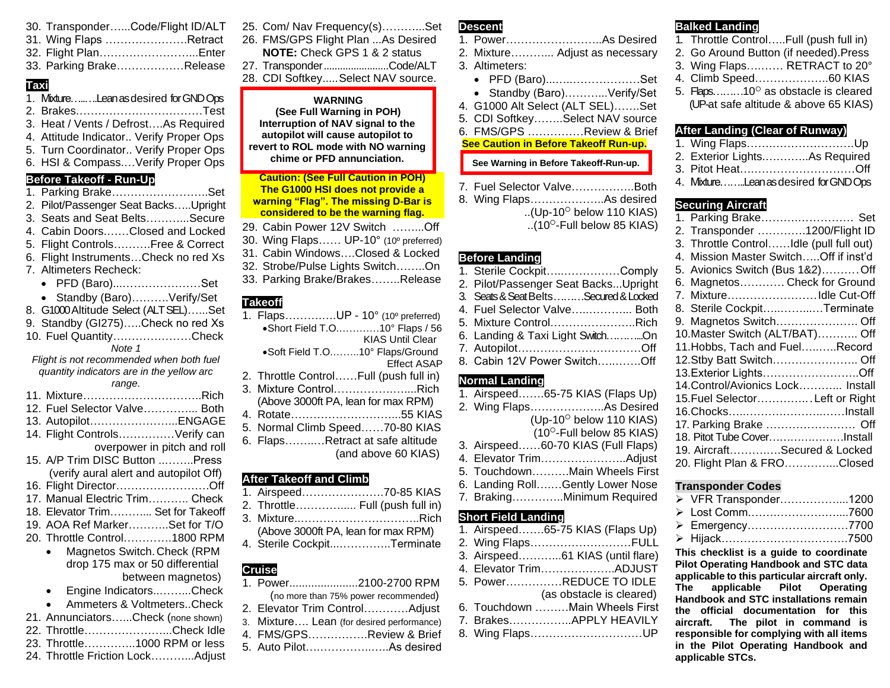30. Transponder......Code/Flight ID/ALT
31. Wing Flaps …………………Retract
32. Flight Plan……………………...Enter
33. Parking Brake………………Release

## Taxi

1. Mixture……..Lean as desired for GND Ops
2. Brakes……………………………Test
3. Heat / Vents / Defrost….As Required
4. Attitude Indicator.. Verify Proper Ops
5. Turn Coordinator.. Verify Proper Ops
6. HSI & Compass….Verify Proper Ops

## Before Takeoff - Run-Up

1. Parking Brake……………………..Set
2. Pilot/Passenger Seat Backs…..Upright
3. Seats and Seat Belts………..Secure
4. Cabin Doors…….Closed and Locked
5. Flight Controls……….Free & Correct
6. Flight Instruments…Check no red Xs
7. Altimeters Recheck:
   - PFD (Baro)..…………………Set
   - Standby (Baro)……….Verify/Set
8. G1000 Altitude Select (ALT SEL)…...Set
9. Standby (GI275)…..Check no red Xs
10. Fuel Quantity…………………Check

*Note 1*

*Flight is not recommended when both fuel quantity indicators are in the yellow arc range.*

11. Mixture…………………………..Rich
12. Fuel Selector Valve………….. Both
13. Autopilot…………………...ENGAGE
14. Flight Controls……………Verify can overpower in pitch and roll
15. A/P Trim DISC Button ……….Press (verify aural alert and autopilot Off)
16. Flight Director……………………..Off
17. Manual Electric Trim……….. Check
18. Elevator Trim……….. Set for Takeoff
19. AOA Ref Marker……….Set for T/O
20. Throttle Control………….1800 RPM
    - Magnetos Switch. Check (RPM drop 175 max or 50 differential between magnetos)
    - Engine Indicators..……...Check
    - Ammeters & Voltmeters..Check
21. Annunciators…...Check (none shown)
22. Throttle…………………...Check Idle
23. Throttle…………..1000 RPM or less
24. Throttle Friction Lock………...Adjust
25. Com/ Nav Frequency(s)………...Set
26. FMS/GPS Flight Plan ...As Desired

    **NOTE:** Check GPS 1 & 2 status

27. Transponder.......................Code/ALT
28. CDI Softkey.....Select NAV source.

**WARNING**
**(See Full Warning in POH)**
**Interruption of NAV signal to the autopilot will cause autopilot to revert to ROL mode with NO warning chime or PFD annunciation.**

**Caution: (See Full Caution in POH)**
**The G1000 HSI does not provide a warning "Flag". The missing D-Bar is considered to be the warning flag.**

29. Cabin Power 12V Switch ……...Off
30. Wing Flaps…… UP-10° (10º preferred)
31. Cabin Windows….Closed & Locked
32. Strobe/Pulse Lights Switch……..On
33. Parking Brake/Brakes……..Release

## Takeoff

1. Flaps…………..UP - 10° (10º preferred)
   - Short Field T.O.…………10° Flaps / 56 KIAS Until Clear
   - Soft Field T.O.……..10° Flaps/Ground Effect ASAP
2. Throttle Control……Full (push full in)
3. Mixture Control…………………...Rich (Above 3000ft PA, lean for max RPM)
4. Rotate………………………...55 KIAS
5. Normal Climb Speed……70-80 KIAS
6. Flaps……..…Retract at safe altitude (and above 60 KIAS)

## After Takeoff and Climb

1. Airspeed…………………70-85 KIAS
2. Throttle……………..... Full (push full in)
3. Mixture..…………………………..Rich (Above 3000ft PA, lean for max RPM)
4. Sterile Cockpit...…………...Terminate

## Cruise

1. Power.....................2100-2700 RPM (no more than 75% power recommended)
2. Elevator Trim Control…………Adjust
3. Mixture…. Lean (for desired performance)
4. FMS/GPS…………….Review & Brief
5. Auto Pilot……………….…As desired

## Descent

1. Power……………………..As Desired
2. Mixture……….. Adjust as necessary
3. Altimeters:
   - PFD (Baro)..……………………Set
   - Standby (Baro)………...Verify/Set
4. G1000 Alt Select (ALT SEL)…….Set
5. CDI Softkey……..Select NAV source
6. FMS/GPS ……………Review & Brief

**See Caution in Before Takeoff Run-up.**

**See Warning in Before Takeoff-Run-up.**

7. Fuel Selector Valve……………..Both
8. Wing Flaps……………….As desired ..(Up-10° below 110 KIAS) ..(10°-Full below 85 KIAS)

## Before Landing

1. Sterile Cockpit…..…………….Comply
2. Pilot/Passenger Seat Backs...Upright
3. Seats & Seat Belts………Secured & Locked
4. Fuel Selector Valve…..………... Both
5. Mixture Control…………………..Rich
6. Landing & Taxi Light Switch………...On
7. Autopilot……………………………Off
8. Cabin 12V Power Switch…..…….Off

## Normal Landing

1. Airspeed…….65-75 KIAS (Flaps Up)
2. Wing Flaps………………..As Desired (Up-10° below 110 KIAS) (10°-Full below 85 KIAS)
3. Airspeed……60-70 KIAS (Full Flaps)
4. Elevator Trim…………………..Adjust
5. Touchdown……….Main Wheels First
6. Landing Roll…….Gently Lower Nose
7. Braking………….Minimum Required

## Short Field Landing

1. Airspeed…….65-75 KIAS (Flaps Up)
2. Wing Flaps………………………FULL
3. Airspeed………..61 KIAS (until flare)
4. Elevator Trim………………..ADJUST
5. Power……………REDUCE TO IDLE (as obstacle is cleared)
6. Touchdown ………Main Wheels First
7. Brakes……………..APPLY HEAVILY
8. Wing Flaps…………………………UP

## Balked Landing

1. Throttle Control…..Full (push full in)
2. Go Around Button (if needed).Press
3. Wing Flaps………. RETRACT to 20°
4. Climb Speed………………..60 KIAS
5. Flaps……...10° as obstacle is cleared (UP-at safe altitude & above 65 KIAS)

## After Landing (Clear of Runway)

1. Wing Flaps………………………..Up
2. Exterior Lights…………As Required
3. Pitot Heat…………………………Off
4. Mixture……..Lean as desired for GND Ops

## Securing Aircraft

1. Parking Brake……………………. Set
2. Transponder ………….1200/Flight ID
3. Throttle Control……Idle (pull full out)
4. Mission Master Switch…..Off if inst'd
5. Avionics Switch (Bus 1&2)……….Off
6. Magnetos………… Check for Ground
7. Mixture……………………Idle Cut-Off
8. Sterile Cockpit….………..…Terminate
9. Magnetos Switch………………… Off
10. Master Switch (ALT/BAT)……….. Off
11. Hobbs, Tach and Fuel…..…..Record
12. Stby Batt Switch………………….. Off
13. Exterior Lights……………………..Off
14. Control/Avionics Lock……….. Install
15. Fuel Selector…………..Left or Right
16. Chocks…..………………..……Install
17. Parking Brake ………………….. Off
18. Pitot Tube Cover………………..Install
19. Aircraft…………..Secured & Locked
20. Flight Plan & FRO…………..Closed

## Transponder Codes

- VFR Transponder……………....1200
- Lost Comm……………………....7600
- Emergency………………………7700
- Hijack……………………………..7500

**This checklist is a guide to coordinate Pilot Operating Handbook and STC data applicable to this particular aircraft only. The applicable Pilot Operating Handbook and STC installations remain the official documentation for this aircraft. The pilot in command is responsible for complying with all items in the Pilot Operating Handbook and applicable STCs.**